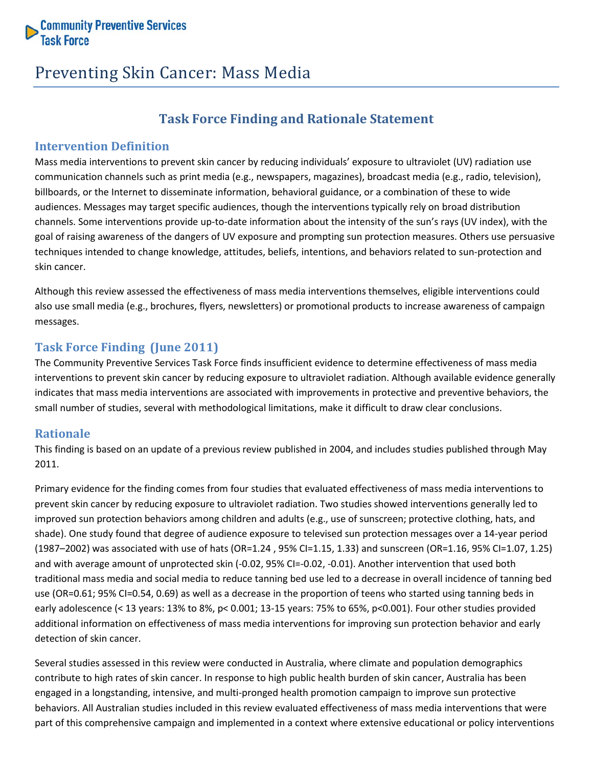Community Preventive Services Task Force

# Preventing Skin Cancer: Mass Media

## Task Force Finding and Rationale Statement

### Intervention Definition

Mass media interventions to prevent skin cancer by reducing individuals' exposure to ultraviolet (UV) radiation use communication channels such as print media (e.g., newspapers, magazines), broadcast media (e.g., radio, television), billboards, or the Internet to disseminate information, behavioral guidance, or a combination of these to wide audiences. Messages may target specific audiences, though the interventions typically rely on broad distribution channels. Some interventions provide up-to-date information about the intensity of the sun's rays (UV index), with the goal of raising awareness of the dangers of UV exposure and prompting sun protection measures. Others use persuasive techniques intended to change knowledge, attitudes, beliefs, intentions, and behaviors related to sun-protection and skin cancer.

Although this review assessed the effectiveness of mass media interventions themselves, eligible interventions could also use small media (e.g., brochures, flyers, newsletters) or promotional products to increase awareness of campaign messages.

### Task Force Finding (June 2011)

The Community Preventive Services Task Force finds insufficient evidence to determine effectiveness of mass media interventions to prevent skin cancer by reducing exposure to ultraviolet radiation. Although available evidence generally indicates that mass media interventions are associated with improvements in protective and preventive behaviors, the small number of studies, several with methodological limitations, make it difficult to draw clear conclusions.

### Rationale

This finding is based on an update of a previous review published in 2004, and includes studies published through May 2011.

Primary evidence for the finding comes from four studies that evaluated effectiveness of mass media interventions to prevent skin cancer by reducing exposure to ultraviolet radiation. Two studies showed interventions generally led to improved sun protection behaviors among children and adults (e.g., use of sunscreen; protective clothing, hats, and shade). One study found that degree of audience exposure to televised sun protection messages over a 14-year period (1987–2002) was associated with use of hats (OR=1.24 , 95% CI=1.15, 1.33) and sunscreen (OR=1.16, 95% CI=1.07, 1.25) and with average amount of unprotected skin (-0.02, 95% CI=-0.02, -0.01). Another intervention that used both traditional mass media and social media to reduce tanning bed use led to a decrease in overall incidence of tanning bed use (OR=0.61; 95% CI=0.54, 0.69) as well as a decrease in the proportion of teens who started using tanning beds in early adolescence (< 13 years: 13% to 8%, $p < 0.001$; 13-15 years: 75% to 65%, $p < 0.001$). Four other studies provided additional information on effectiveness of mass media interventions for improving sun protection behavior and early detection of skin cancer.

Several studies assessed in this review were conducted in Australia, where climate and population demographics contribute to high rates of skin cancer. In response to high public health burden of skin cancer, Australia has been engaged in a longstanding, intensive, and multi-pronged health promotion campaign to improve sun protective behaviors. All Australian studies included in this review evaluated effectiveness of mass media interventions that were part of this comprehensive campaign and implemented in a context where extensive educational or policy interventions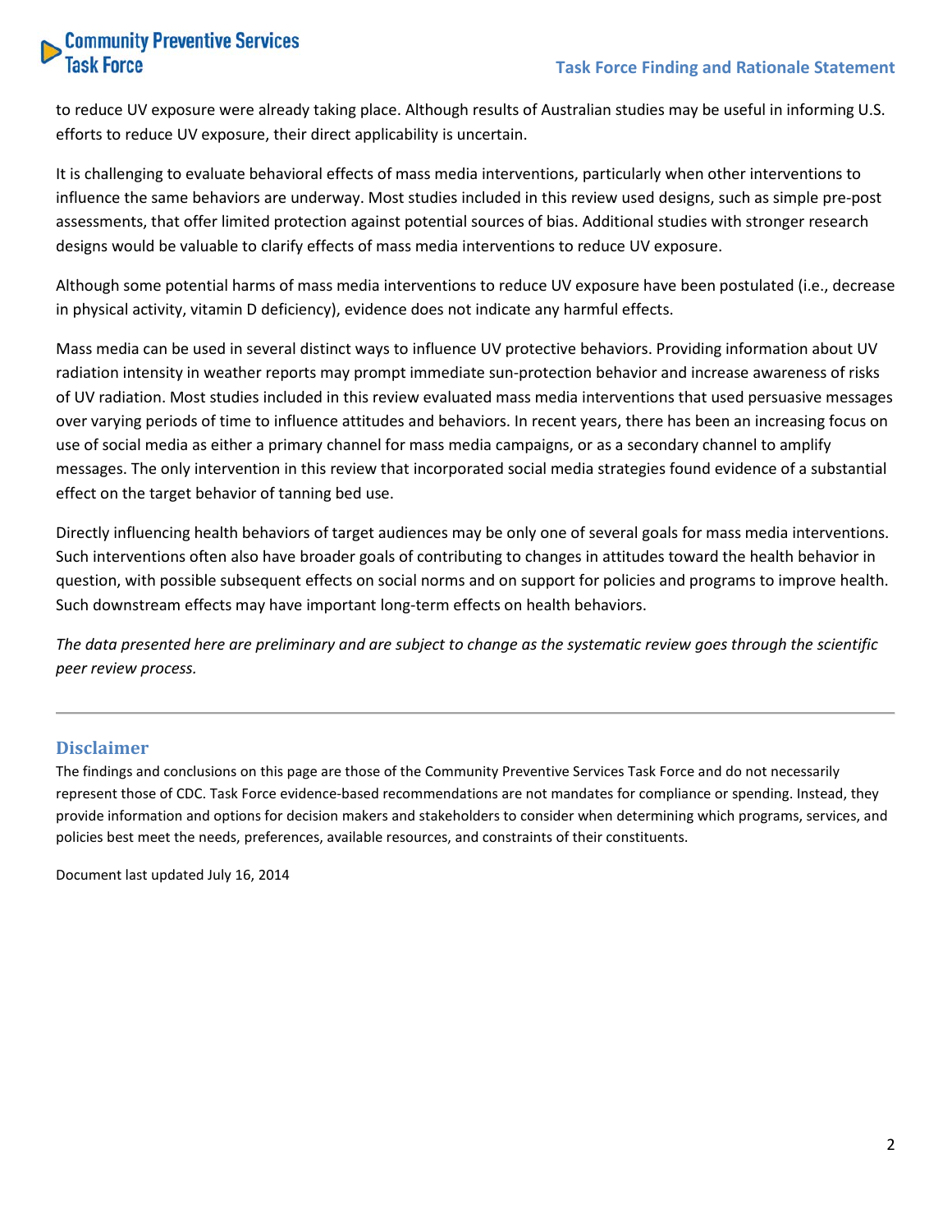to reduce UV exposure were already taking place. Although results of Australian studies may be useful in informing U.S. efforts to reduce UV exposure, their direct applicability is uncertain.

It is challenging to evaluate behavioral effects of mass media interventions, particularly when other interventions to influence the same behaviors are underway. Most studies included in this review used designs, such as simple pre-post assessments, that offer limited protection against potential sources of bias. Additional studies with stronger research designs would be valuable to clarify effects of mass media interventions to reduce UV exposure.

Although some potential harms of mass media interventions to reduce UV exposure have been postulated (i.e., decrease in physical activity, vitamin D deficiency), evidence does not indicate any harmful effects.

Mass media can be used in several distinct ways to influence UV protective behaviors. Providing information about UV radiation intensity in weather reports may prompt immediate sun-protection behavior and increase awareness of risks of UV radiation. Most studies included in this review evaluated mass media interventions that used persuasive messages over varying periods of time to influence attitudes and behaviors. In recent years, there has been an increasing focus on use of social media as either a primary channel for mass media campaigns, or as a secondary channel to amplify messages. The only intervention in this review that incorporated social media strategies found evidence of a substantial effect on the target behavior of tanning bed use.

Directly influencing health behaviors of target audiences may be only one of several goals for mass media interventions. Such interventions often also have broader goals of contributing to changes in attitudes toward the health behavior in question, with possible subsequent effects on social norms and on support for policies and programs to improve health. Such downstream effects may have important long-term effects on health behaviors.

*The data presented here are preliminary and are subject to change as the systematic review goes through the scientific peer review process.*

---

## Disclaimer

The findings and conclusions on this page are those of the Community Preventive Services Task Force and do not necessarily represent those of CDC. Task Force evidence-based recommendations are not mandates for compliance or spending. Instead, they provide information and options for decision makers and stakeholders to consider when determining which programs, services, and policies best meet the needs, preferences, available resources, and constraints of their constituents.

Document last updated July 16, 2014